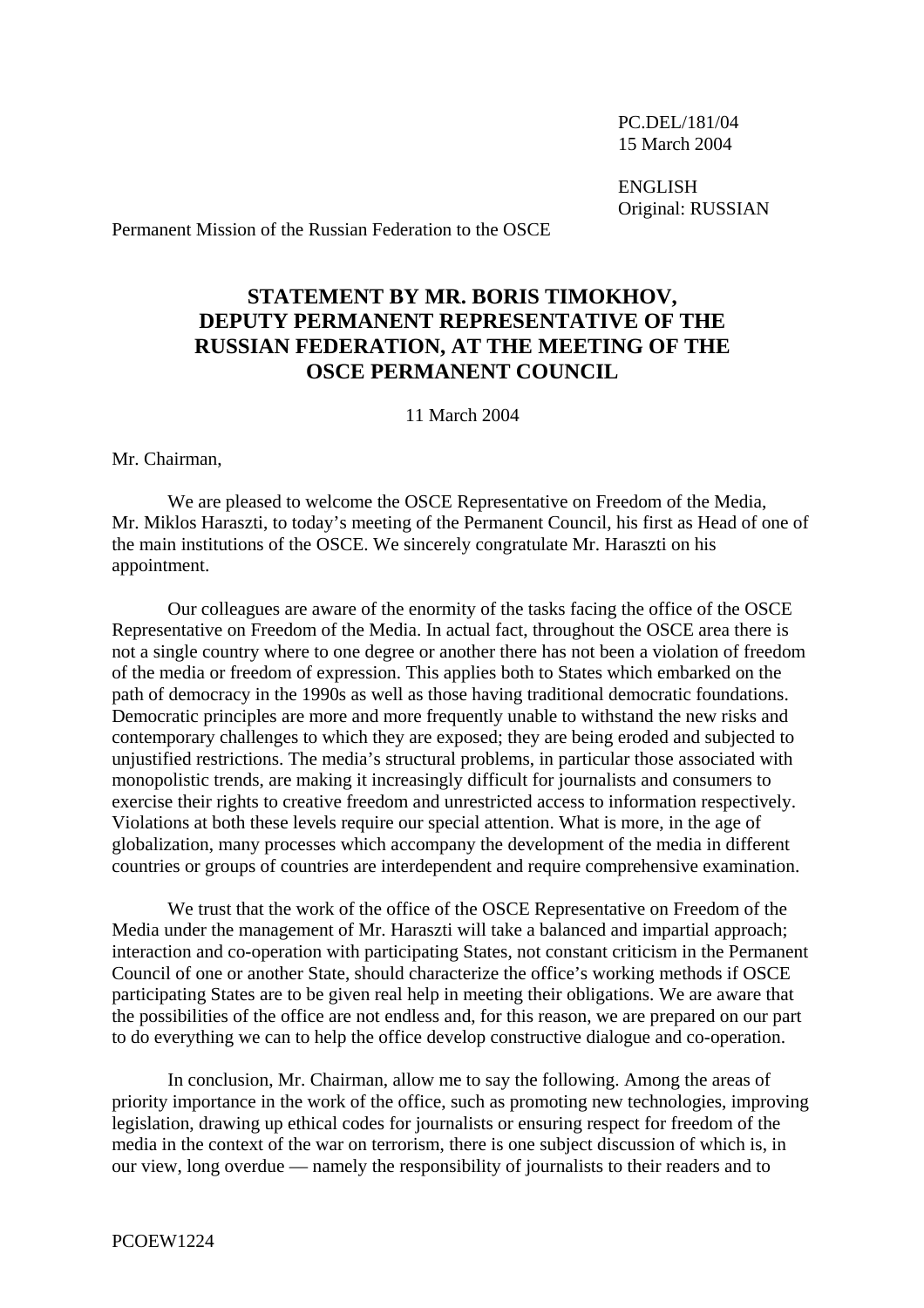PC.DEL/181/04
15 March 2004

ENGLISH
Original: RUSSIAN

Permanent Mission of the Russian Federation to the OSCE

# STATEMENT BY MR. BORIS TIMOKHOV, DEPUTY PERMANENT REPRESENTATIVE OF THE RUSSIAN FEDERATION, AT THE MEETING OF THE OSCE PERMANENT COUNCIL

11 March 2004

Mr. Chairman,

We are pleased to welcome the OSCE Representative on Freedom of the Media, Mr. Miklos Haraszti, to today's meeting of the Permanent Council, his first as Head of one of the main institutions of the OSCE. We sincerely congratulate Mr. Haraszti on his appointment.

Our colleagues are aware of the enormity of the tasks facing the office of the OSCE Representative on Freedom of the Media. In actual fact, throughout the OSCE area there is not a single country where to one degree or another there has not been a violation of freedom of the media or freedom of expression. This applies both to States which embarked on the path of democracy in the 1990s as well as those having traditional democratic foundations. Democratic principles are more and more frequently unable to withstand the new risks and contemporary challenges to which they are exposed; they are being eroded and subjected to unjustified restrictions. The media's structural problems, in particular those associated with monopolistic trends, are making it increasingly difficult for journalists and consumers to exercise their rights to creative freedom and unrestricted access to information respectively. Violations at both these levels require our special attention. What is more, in the age of globalization, many processes which accompany the development of the media in different countries or groups of countries are interdependent and require comprehensive examination.

We trust that the work of the office of the OSCE Representative on Freedom of the Media under the management of Mr. Haraszti will take a balanced and impartial approach; interaction and co-operation with participating States, not constant criticism in the Permanent Council of one or another State, should characterize the office's working methods if OSCE participating States are to be given real help in meeting their obligations. We are aware that the possibilities of the office are not endless and, for this reason, we are prepared on our part to do everything we can to help the office develop constructive dialogue and co-operation.

In conclusion, Mr. Chairman, allow me to say the following. Among the areas of priority importance in the work of the office, such as promoting new technologies, improving legislation, drawing up ethical codes for journalists or ensuring respect for freedom of the media in the context of the war on terrorism, there is one subject discussion of which is, in our view, long overdue — namely the responsibility of journalists to their readers and to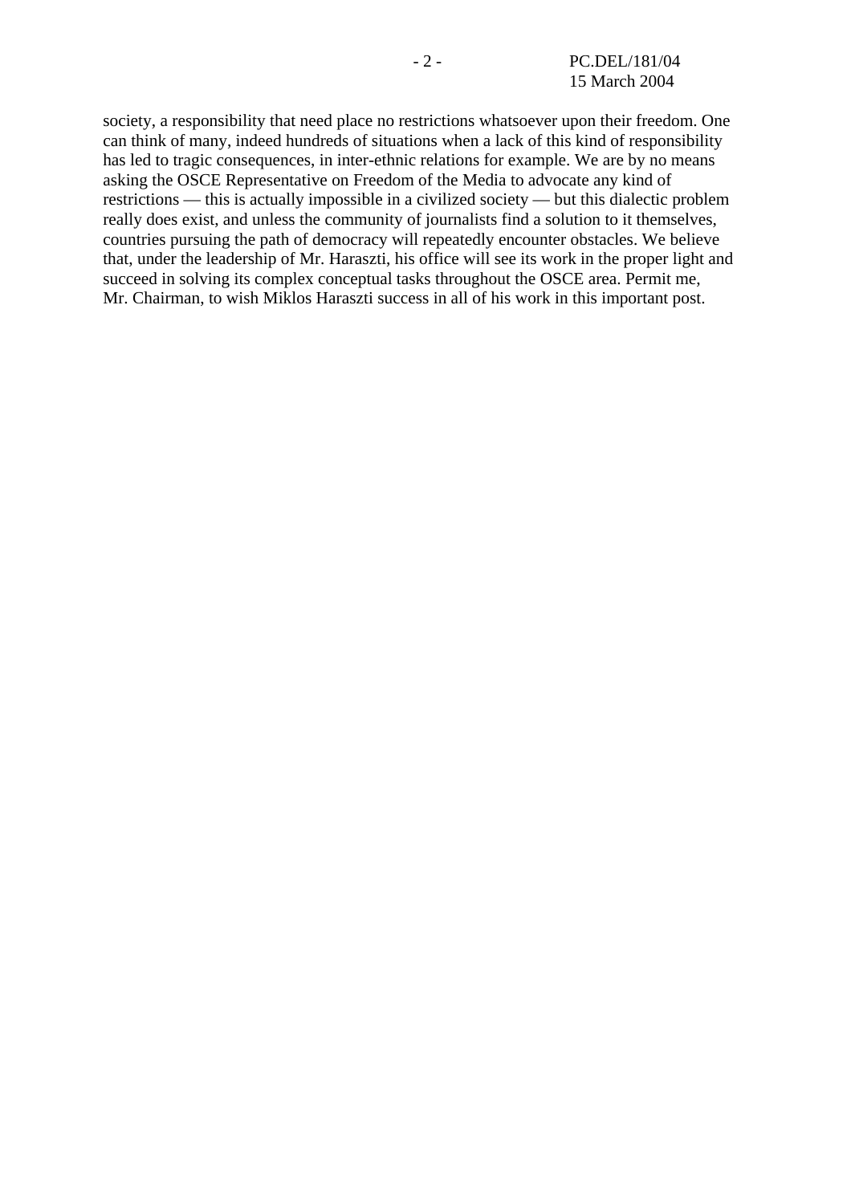society, a responsibility that need place no restrictions whatsoever upon their freedom. One can think of many, indeed hundreds of situations when a lack of this kind of responsibility has led to tragic consequences, in inter-ethnic relations for example. We are by no means asking the OSCE Representative on Freedom of the Media to advocate any kind of restrictions — this is actually impossible in a civilized society — but this dialectic problem really does exist, and unless the community of journalists find a solution to it themselves, countries pursuing the path of democracy will repeatedly encounter obstacles. We believe that, under the leadership of Mr. Haraszti, his office will see its work in the proper light and succeed in solving its complex conceptual tasks throughout the OSCE area. Permit me, Mr. Chairman, to wish Miklos Haraszti success in all of his work in this important post.